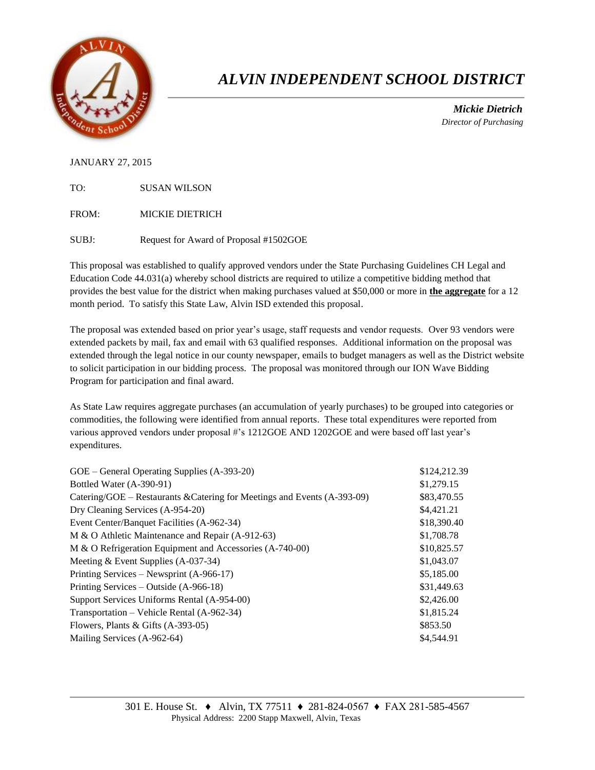# *ALVIN INDEPENDENT SCHOOL DISTRICT*

***Mickie Dietrich***
*Director of Purchasing*

JANUARY 27, 2015

TO: SUSAN WILSON

FROM: MICKIE DIETRICH

SUBJ: Request for Award of Proposal #1502GOE

This proposal was established to qualify approved vendors under the State Purchasing Guidelines CH Legal and Education Code 44.031(a) whereby school districts are required to utilize a competitive bidding method that provides the best value for the district when making purchases valued at $50,000 or more in **the aggregate** for a 12 month period. To satisfy this State Law, Alvin ISD extended this proposal.

The proposal was extended based on prior year's usage, staff requests and vendor requests. Over 93 vendors were extended packets by mail, fax and email with 63 qualified responses. Additional information on the proposal was extended through the legal notice in our county newspaper, emails to budget managers as well as the District website to solicit participation in our bidding process. The proposal was monitored through our ION Wave Bidding Program for participation and final award.

As State Law requires aggregate purchases (an accumulation of yearly purchases) to be grouped into categories or commodities, the following were identified from annual reports. These total expenditures were reported from various approved vendors under proposal #'s 1212GOE AND 1202GOE and were based off last year's expenditures.

| Category | Amount |
|---|---|
| GOE – General Operating Supplies (A-393-20) | $124,212.39 |
| Bottled Water (A-390-91) | $1,279.15 |
| Catering/GOE – Restaurants &Catering for Meetings and Events (A-393-09) | $83,470.55 |
| Dry Cleaning Services (A-954-20) | $4,421.21 |
| Event Center/Banquet Facilities (A-962-34) | $18,390.40 |
| M & O Athletic Maintenance and Repair (A-912-63) | $1,708.78 |
| M & O Refrigeration Equipment and Accessories (A-740-00) | $10,825.57 |
| Meeting & Event Supplies (A-037-34) | $1,043.07 |
| Printing Services – Newsprint (A-966-17) | $5,185.00 |
| Printing Services – Outside (A-966-18) | $31,449.63 |
| Support Services Uniforms Rental (A-954-00) | $2,426.00 |
| Transportation – Vehicle Rental (A-962-34) | $1,815.24 |
| Flowers, Plants & Gifts (A-393-05) | $853.50 |
| Mailing Services (A-962-64) | $4,544.91 |

301 E. House St. ♦ Alvin, TX 77511 ♦ 281-824-0567 ♦ FAX 281-585-4567
Physical Address: 2200 Stapp Maxwell, Alvin, Texas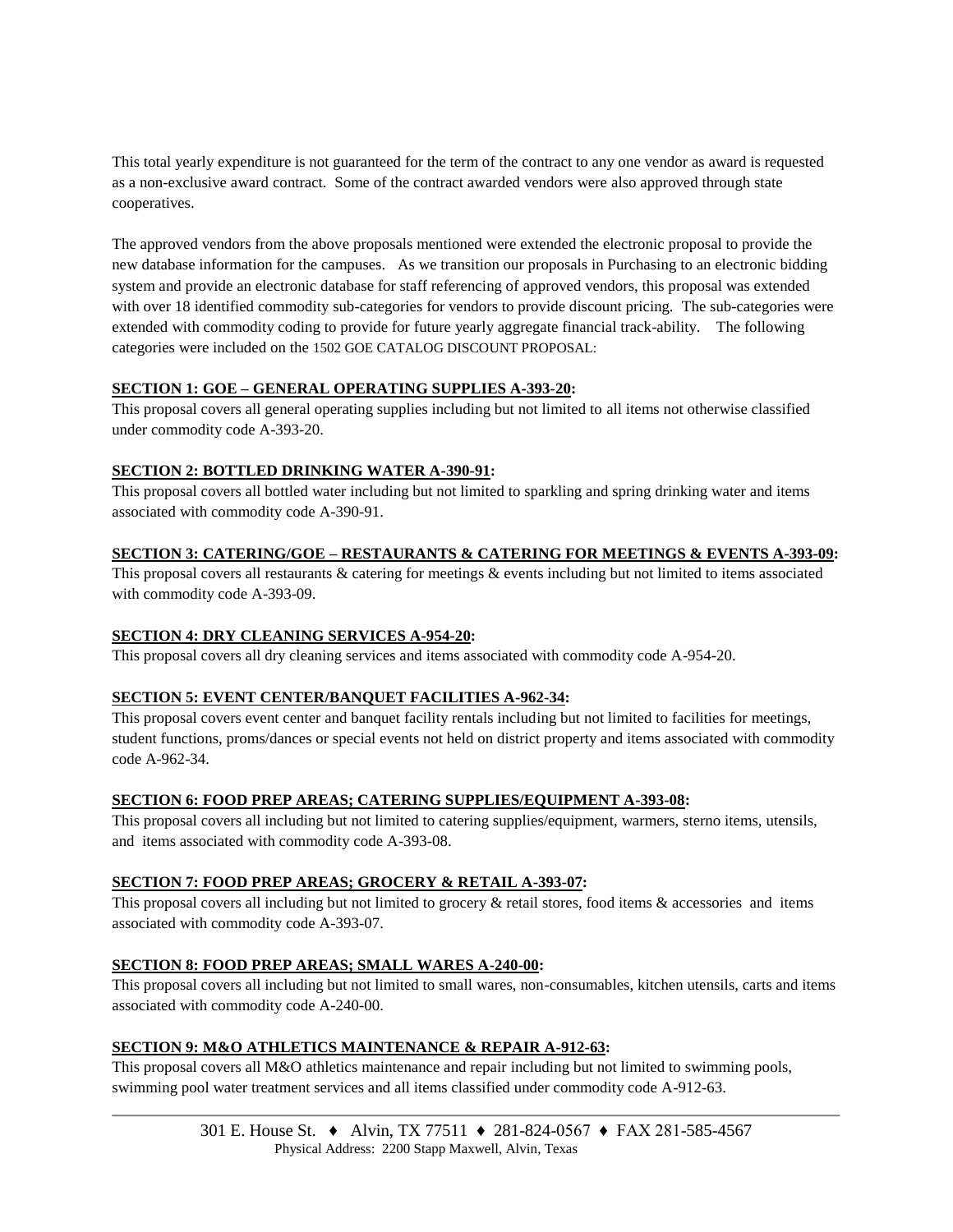This total yearly expenditure is not guaranteed for the term of the contract to any one vendor as award is requested as a non-exclusive award contract. Some of the contract awarded vendors were also approved through state cooperatives.

The approved vendors from the above proposals mentioned were extended the electronic proposal to provide the new database information for the campuses. As we transition our proposals in Purchasing to an electronic bidding system and provide an electronic database for staff referencing of approved vendors, this proposal was extended with over 18 identified commodity sub-categories for vendors to provide discount pricing. The sub-categories were extended with commodity coding to provide for future yearly aggregate financial track-ability. The following categories were included on the 1502 GOE CATALOG DISCOUNT PROPOSAL:

**SECTION 1: GOE – GENERAL OPERATING SUPPLIES A-393-20:**
This proposal covers all general operating supplies including but not limited to all items not otherwise classified under commodity code A-393-20.

**SECTION 2: BOTTLED DRINKING WATER A-390-91:**
This proposal covers all bottled water including but not limited to sparkling and spring drinking water and items associated with commodity code A-390-91.

**SECTION 3: CATERING/GOE – RESTAURANTS & CATERING FOR MEETINGS & EVENTS A-393-09:**
This proposal covers all restaurants & catering for meetings & events including but not limited to items associated with commodity code A-393-09.

**SECTION 4: DRY CLEANING SERVICES A-954-20:**
This proposal covers all dry cleaning services and items associated with commodity code A-954-20.

**SECTION 5: EVENT CENTER/BANQUET FACILITIES A-962-34:**
This proposal covers event center and banquet facility rentals including but not limited to facilities for meetings, student functions, proms/dances or special events not held on district property and items associated with commodity code A-962-34.

**SECTION 6: FOOD PREP AREAS; CATERING SUPPLIES/EQUIPMENT A-393-08:**
This proposal covers all including but not limited to catering supplies/equipment, warmers, sterno items, utensils, and items associated with commodity code A-393-08.

**SECTION 7: FOOD PREP AREAS; GROCERY & RETAIL A-393-07:**
This proposal covers all including but not limited to grocery & retail stores, food items & accessories and items associated with commodity code A-393-07.

**SECTION 8: FOOD PREP AREAS; SMALL WARES A-240-00:**
This proposal covers all including but not limited to small wares, non-consumables, kitchen utensils, carts and items associated with commodity code A-240-00.

**SECTION 9: M&O ATHLETICS MAINTENANCE & REPAIR A-912-63:**
This proposal covers all M&O athletics maintenance and repair including but not limited to swimming pools, swimming pool water treatment services and all items classified under commodity code A-912-63.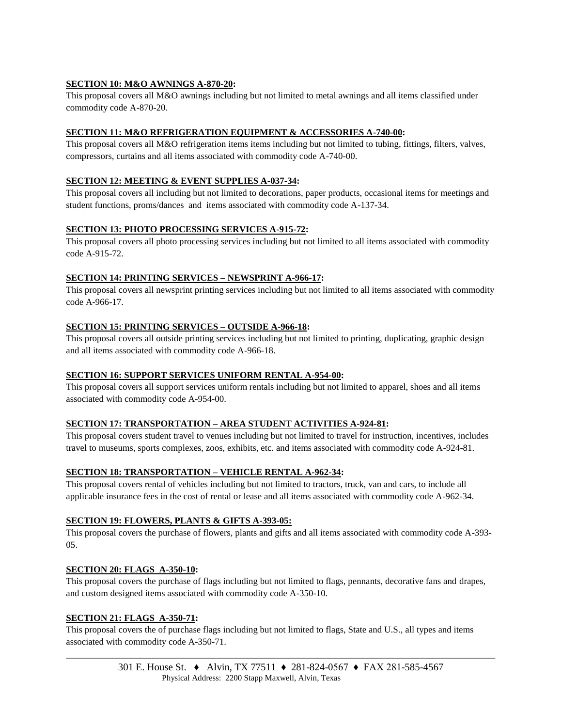**SECTION 10: M&O AWNINGS A-870-20:**

This proposal covers all M&O awnings including but not limited to metal awnings and all items classified under commodity code A-870-20.

**SECTION 11: M&O REFRIGERATION EQUIPMENT & ACCESSORIES A-740-00:**

This proposal covers all M&O refrigeration items items including but not limited to tubing, fittings, filters, valves, compressors, curtains and all items associated with commodity code A-740-00.

**SECTION 12: MEETING & EVENT SUPPLIES A-037-34:**

This proposal covers all including but not limited to decorations, paper products, occasional items for meetings and student functions, proms/dances and items associated with commodity code A-137-34.

**SECTION 13: PHOTO PROCESSING SERVICES A-915-72:**

This proposal covers all photo processing services including but not limited to all items associated with commodity code A-915-72.

**SECTION 14: PRINTING SERVICES – NEWSPRINT A-966-17:**

This proposal covers all newsprint printing services including but not limited to all items associated with commodity code A-966-17.

**SECTION 15: PRINTING SERVICES – OUTSIDE A-966-18:**

This proposal covers all outside printing services including but not limited to printing, duplicating, graphic design and all items associated with commodity code A-966-18.

**SECTION 16: SUPPORT SERVICES UNIFORM RENTAL A-954-00:**

This proposal covers all support services uniform rentals including but not limited to apparel, shoes and all items associated with commodity code A-954-00.

**SECTION 17: TRANSPORTATION – AREA STUDENT ACTIVITIES A-924-81:**

This proposal covers student travel to venues including but not limited to travel for instruction, incentives, includes travel to museums, sports complexes, zoos, exhibits, etc. and items associated with commodity code A-924-81.

**SECTION 18: TRANSPORTATION – VEHICLE RENTAL A-962-34:**

This proposal covers rental of vehicles including but not limited to tractors, truck, van and cars, to include all applicable insurance fees in the cost of rental or lease and all items associated with commodity code A-962-34.

**SECTION 19: FLOWERS, PLANTS & GIFTS A-393-05:**

This proposal covers the purchase of flowers, plants and gifts and all items associated with commodity code A-393-05.

**SECTION 20: FLAGS A-350-10:**

This proposal covers the purchase of flags including but not limited to flags, pennants, decorative fans and drapes, and custom designed items associated with commodity code A-350-10.

**SECTION 21: FLAGS A-350-71:**

This proposal covers the of purchase flags including but not limited to flags, State and U.S., all types and items associated with commodity code A-350-71.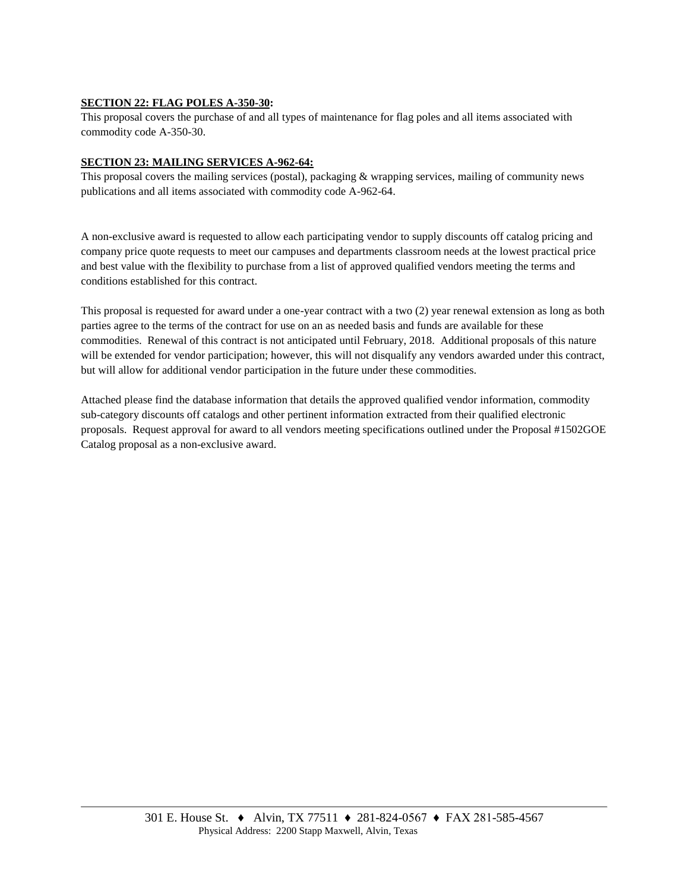**SECTION 22: FLAG POLES A-350-30:**

This proposal covers the purchase of and all types of maintenance for flag poles and all items associated with commodity code A-350-30.

**SECTION 23: MAILING SERVICES A-962-64:**

This proposal covers the mailing services (postal), packaging & wrapping services, mailing of community news publications and all items associated with commodity code A-962-64.

A non-exclusive award is requested to allow each participating vendor to supply discounts off catalog pricing and company price quote requests to meet our campuses and departments classroom needs at the lowest practical price and best value with the flexibility to purchase from a list of approved qualified vendors meeting the terms and conditions established for this contract.

This proposal is requested for award under a one-year contract with a two (2) year renewal extension as long as both parties agree to the terms of the contract for use on an as needed basis and funds are available for these commodities. Renewal of this contract is not anticipated until February, 2018. Additional proposals of this nature will be extended for vendor participation; however, this will not disqualify any vendors awarded under this contract, but will allow for additional vendor participation in the future under these commodities.

Attached please find the database information that details the approved qualified vendor information, commodity sub-category discounts off catalogs and other pertinent information extracted from their qualified electronic proposals. Request approval for award to all vendors meeting specifications outlined under the Proposal #1502GOE Catalog proposal as a non-exclusive award.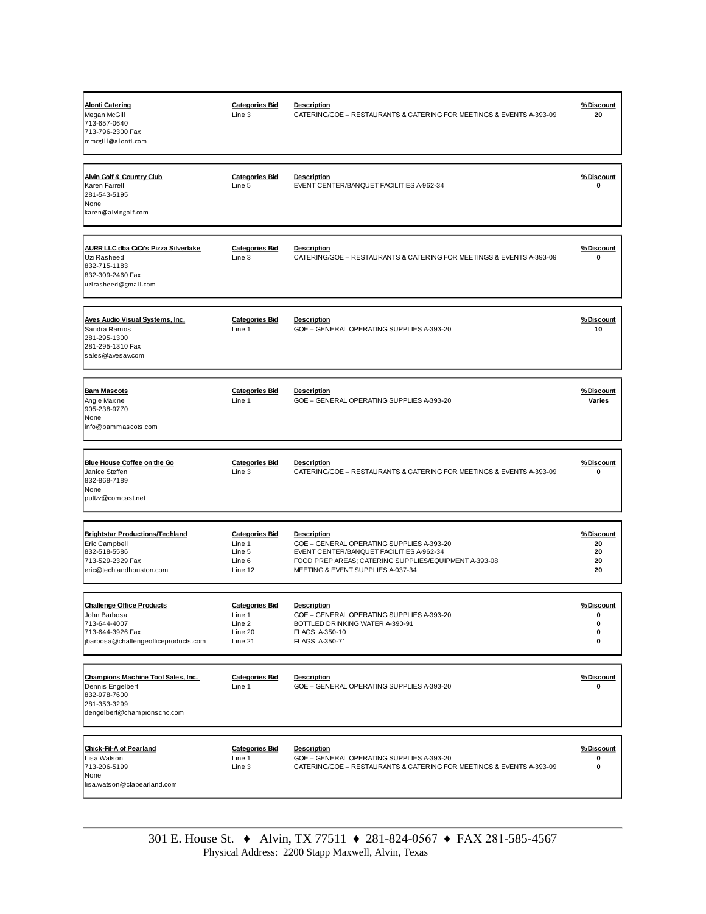| Vendor | Categories Bid | Description | % Discount |
|---|---|---|---|
| **Alonti Catering**<br>Megan McGill<br>713-657-0640<br>713-796-2300 Fax<br>mmcgill@alonti.com | Line 3 | CATERING/GOE – RESTAURANTS & CATERING FOR MEETINGS & EVENTS A-393-09 | 20 |
| **Alvin Golf & Country Club**<br>Karen Farrell<br>281-543-5195<br>None<br>karen@alvingolf.com | Line 5 | EVENT CENTER/BANQUET FACILITIES A-962-34 | 0 |
| **AURR LLC dba CiCi's Pizza Silverlake**<br>Uzi Rasheed<br>832-715-1183<br>832-309-2460 Fax<br>uzirasheed@gmail.com | Line 3 | CATERING/GOE – RESTAURANTS & CATERING FOR MEETINGS & EVENTS A-393-09 | 0 |
| **Aves Audio Visual Systems, Inc.**<br>Sandra Ramos<br>281-295-1300<br>281-295-1310 Fax<br>sales@avesav.com | Line 1 | GOE – GENERAL OPERATING SUPPLIES A-393-20 | 10 |
| **Bam Mascots**<br>Angie Maxine<br>905-238-9770<br>None<br>info@bammascots.com | Line 1 | GOE – GENERAL OPERATING SUPPLIES A-393-20 | Varies |
| **Blue House Coffee on the Go**<br>Janice Steffen<br>832-868-7189<br>None<br>puttzz@comcast.net | Line 3 | CATERING/GOE – RESTAURANTS & CATERING FOR MEETINGS & EVENTS A-393-09 | 0 |
| **Brightstar Productions/Techland**<br>Eric Campbell<br>832-518-5586<br>713-529-2329 Fax<br>eric@techlandhouston.com | Line 1<br>Line 5<br>Line 6<br>Line 12 | GOE – GENERAL OPERATING SUPPLIES A-393-20<br>EVENT CENTER/BANQUET FACILITIES A-962-34<br>FOOD PREP AREAS; CATERING SUPPLIES/EQUIPMENT A-393-08<br>MEETING & EVENT SUPPLIES A-037-34 | 20<br>20<br>20<br>20 |
| **Challenge Office Products**<br>John Barbosa<br>713-644-4007<br>713-644-3926 Fax<br>jbarbosa@challengeofficeproducts.com | Line 1<br>Line 2<br>Line 20<br>Line 21 | GOE – GENERAL OPERATING SUPPLIES A-393-20<br>BOTTLED DRINKING WATER A-390-91<br>FLAGS A-350-10<br>FLAGS A-350-71 | 0<br>0<br>0<br>0 |
| **Champions Machine Tool Sales, Inc.**<br>Dennis Engelbert<br>832-978-7600<br>281-353-3299<br>dengelbert@championscnc.com | Line 1 | GOE – GENERAL OPERATING SUPPLIES A-393-20 | 0 |
| **Chick-Fil-A of Pearland**<br>Lisa Watson<br>713-206-5199<br>None<br>lisa.watson@cfapearland.com | Line 1<br>Line 3 | GOE – GENERAL OPERATING SUPPLIES A-393-20<br>CATERING/GOE – RESTAURANTS & CATERING FOR MEETINGS & EVENTS A-393-09 | 0<br>0 |

301 E. House St. ♦ Alvin, TX 77511 ♦ 281-824-0567 ♦ FAX 281-585-4567
Physical Address: 2200 Stapp Maxwell, Alvin, Texas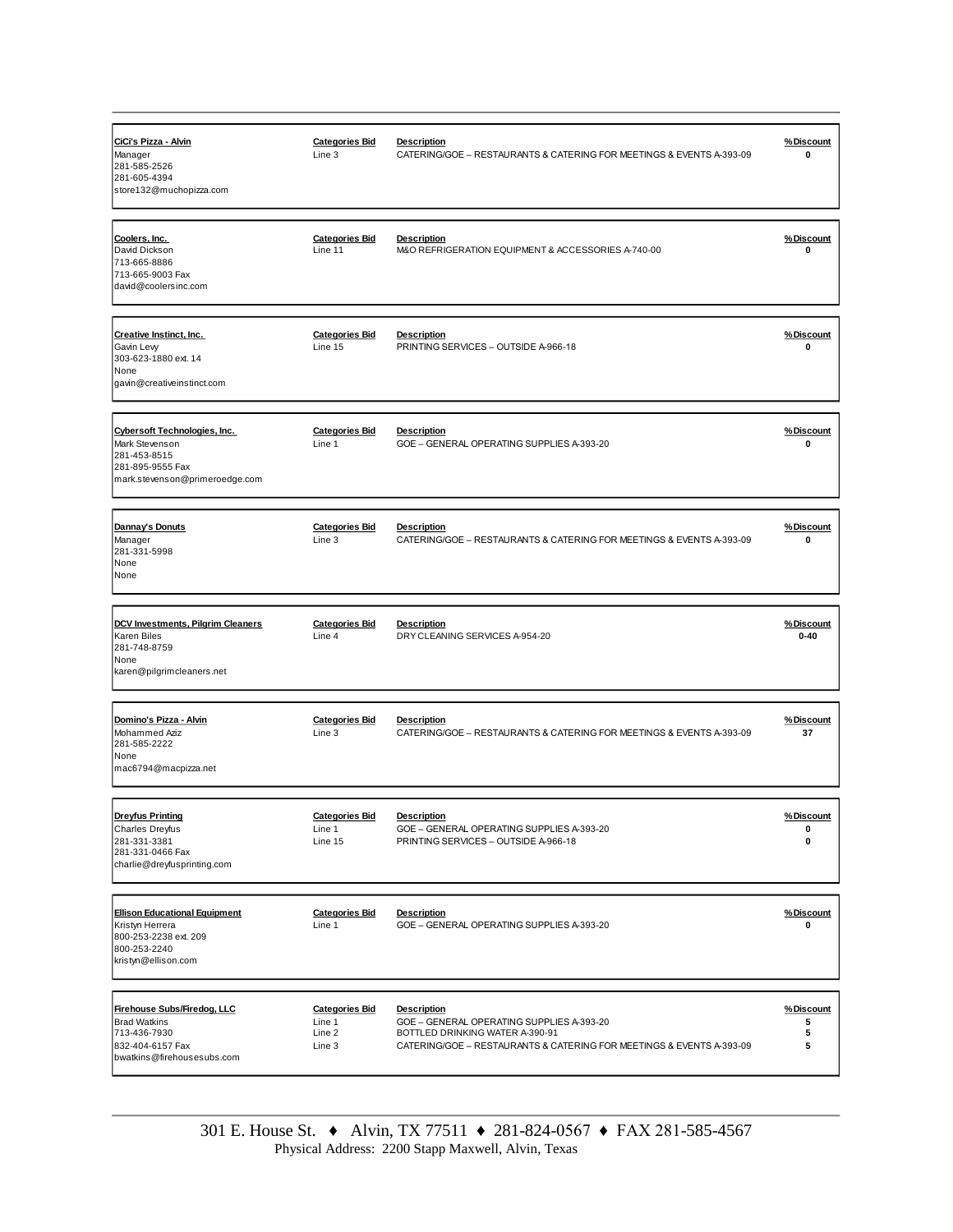| Vendor | Categories Bid | Description | %Discount |
|---|---|---|---|
| **CiCi's Pizza - Alvin**<br>Manager<br>281-585-2526<br>281-605-4394<br>store132@muchopizza.com | Line 3 | CATERING/GOE – RESTAURANTS & CATERING FOR MEETINGS & EVENTS A-393-09 | 0 |
| **Coolers, Inc.**<br>David Dickson<br>713-665-8886<br>713-665-9003 Fax<br>david@coolersinc.com | Line 11 | M&O REFRIGERATION EQUIPMENT & ACCESSORIES A-740-00 | 0 |
| **Creative Instinct, Inc.**<br>Gavin Levy<br>303-623-1880 ext. 14<br>None<br>gavin@creativeinstinct.com | Line 15 | PRINTING SERVICES – OUTSIDE A-966-18 | 0 |
| **Cybersoft Technologies, Inc.**<br>Mark Stevenson<br>281-453-8515<br>281-895-9555 Fax<br>mark.stevenson@primeroedge.com | Line 1 | GOE – GENERAL OPERATING SUPPLIES A-393-20 | 0 |
| **Dannay's Donuts**<br>Manager<br>281-331-5998<br>None<br>None | Line 3 | CATERING/GOE – RESTAURANTS & CATERING FOR MEETINGS & EVENTS A-393-09 | 0 |
| **DCV Investments, Pilgrim Cleaners**<br>Karen Biles<br>281-748-8759<br>None<br>karen@pilgrimcleaners.net | Line 4 | DRY CLEANING SERVICES A-954-20 | 0-40 |
| **Domino's Pizza - Alvin**<br>Mohammed Aziz<br>281-585-2222<br>None<br>mac6794@macpizza.net | Line 3 | CATERING/GOE – RESTAURANTS & CATERING FOR MEETINGS & EVENTS A-393-09 | 37 |
| **Dreyfus Printing**<br>Charles Dreyfus<br>281-331-3381<br>281-331-0466 Fax<br>charlie@dreyfusprinting.com | Line 1<br>Line 15 | GOE – GENERAL OPERATING SUPPLIES A-393-20<br>PRINTING SERVICES – OUTSIDE A-966-18 | 0<br>0 |
| **Ellison Educational Equipment**<br>Kristyn Herrera<br>800-253-2238 ext. 209<br>800-253-2240<br>kristyn@ellison.com | Line 1 | GOE – GENERAL OPERATING SUPPLIES A-393-20 | 0 |
| **Firehouse Subs/Firedog, LLC**<br>Brad Watkins<br>713-436-7930<br>832-404-6157 Fax<br>bwatkins@firehousesubs.com | Line 1<br>Line 2<br>Line 3 | GOE – GENERAL OPERATING SUPPLIES A-393-20<br>BOTTLED DRINKING WATER A-390-91<br>CATERING/GOE – RESTAURANTS & CATERING FOR MEETINGS & EVENTS A-393-09 | 5<br>5<br>5 |

301 E. House St. ♦ Alvin, TX 77511 ♦ 281-824-0567 ♦ FAX 281-585-4567
Physical Address: 2200 Stapp Maxwell, Alvin, Texas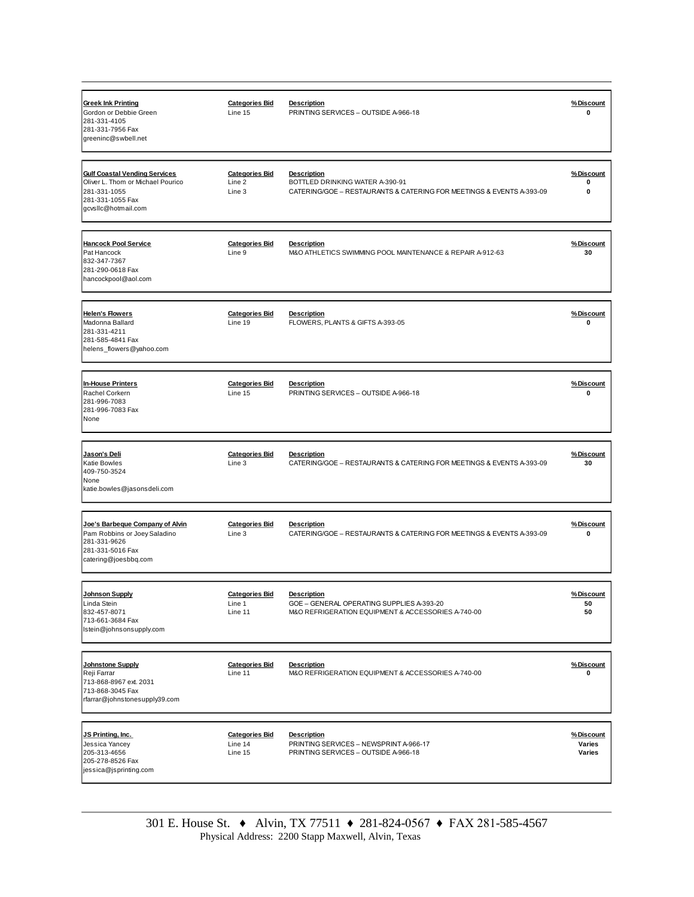| **Greek Ink Printing** | **Categories Bid** | **Description** | **% Discount** |
|---|---|---|---|
| Gordon or Debbie Green<br>281-331-4105<br>281-331-7956 Fax<br>greeninc@swbell.net | Line 15 | PRINTING SERVICES – OUTSIDE A-966-18 | 0 |

| **Gulf Coastal Vending Services** | **Categories Bid** | **Description** | **% Discount** |
|---|---|---|---|
| Oliver L. Thom or Michael Pourico<br>281-331-1055<br>281-331-1055 Fax<br>gcvsllc@hotmail.com | Line 2<br>Line 3 | BOTTLED DRINKING WATER A-390-91<br>CATERING/GOE – RESTAURANTS & CATERING FOR MEETINGS & EVENTS A-393-09 | 0<br>0 |

| **Hancock Pool Service** | **Categories Bid** | **Description** | **% Discount** |
|---|---|---|---|
| Pat Hancock<br>832-347-7367<br>281-290-0618 Fax<br>hancockpool@aol.com | Line 9 | M&O ATHLETICS SWIMMING POOL MAINTENANCE & REPAIR A-912-63 | 30 |

| **Helen's Flowers** | **Categories Bid** | **Description** | **% Discount** |
|---|---|---|---|
| Madonna Ballard<br>281-331-4211<br>281-585-4841 Fax<br>helens_flowers@yahoo.com | Line 19 | FLOWERS, PLANTS & GIFTS A-393-05 | 0 |

| **In-House Printers** | **Categories Bid** | **Description** | **% Discount** |
|---|---|---|---|
| Rachel Corkern<br>281-996-7083<br>281-996-7083 Fax<br>None | Line 15 | PRINTING SERVICES – OUTSIDE A-966-18 | 0 |

| **Jason's Deli** | **Categories Bid** | **Description** | **% Discount** |
|---|---|---|---|
| Katie Bowles<br>409-750-3524<br>None<br>katie.bowles@jasonsdeli.com | Line 3 | CATERING/GOE – RESTAURANTS & CATERING FOR MEETINGS & EVENTS A-393-09 | 30 |

| **Joe's Barbeque Company of Alvin** | **Categories Bid** | **Description** | **% Discount** |
|---|---|---|---|
| Pam Robbins or Joey Saladino<br>281-331-9626<br>281-331-5016 Fax<br>catering@joesbbq.com | Line 3 | CATERING/GOE – RESTAURANTS & CATERING FOR MEETINGS & EVENTS A-393-09 | 0 |

| **Johnson Supply** | **Categories Bid** | **Description** | **% Discount** |
|---|---|---|---|
| Linda Stein<br>832-457-8071<br>713-661-3684 Fax<br>lstein@johnsonsupply.com | Line 1<br>Line 11 | GOE – GENERAL OPERATING SUPPLIES A-393-20<br>M&O REFRIGERATION EQUIPMENT & ACCESSORIES A-740-00 | 50<br>50 |

| **Johnstone Supply** | **Categories Bid** | **Description** | **% Discount** |
|---|---|---|---|
| Reji Farrar<br>713-868-8967 ext. 2031<br>713-868-3045 Fax<br>rfarrar@johnstonesupply39.com | Line 11 | M&O REFRIGERATION EQUIPMENT & ACCESSORIES A-740-00 | 0 |

| **JS Printing, Inc.** | **Categories Bid** | **Description** | **% Discount** |
|---|---|---|---|
| Jessica Yancey<br>205-313-4656<br>205-278-8526 Fax<br>jessica@jsprinting.com | Line 14<br>Line 15 | PRINTING SERVICES – NEWSPRINT A-966-17<br>PRINTING SERVICES – OUTSIDE A-966-18 | Varies<br>Varies |

301 E. House St. ♦ Alvin, TX 77511 ♦ 281-824-0567 ♦ FAX 281-585-4567
Physical Address: 2200 Stapp Maxwell, Alvin, Texas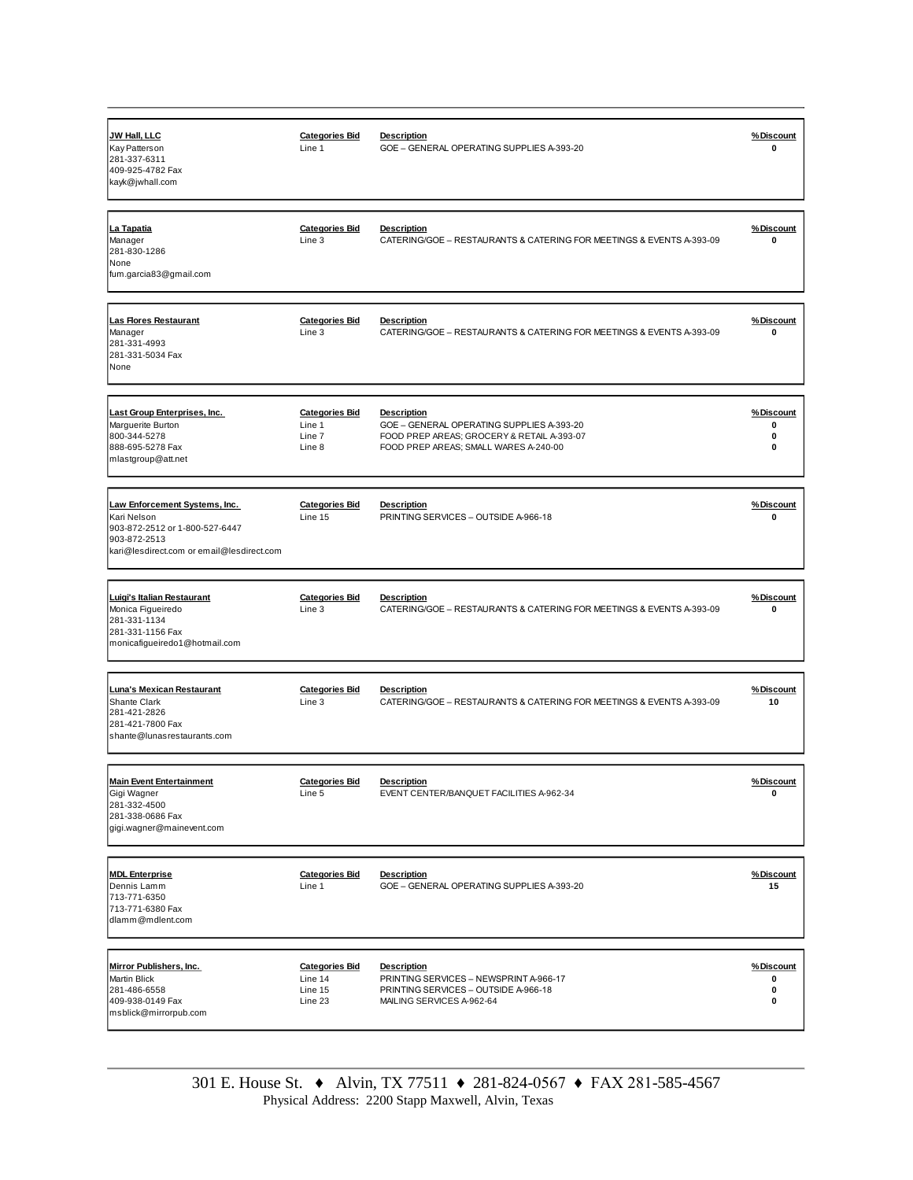| Vendor | Categories Bid | Description | % Discount |
|---|---|---|---|
| **JW Hall, LLC**<br>Kay Patterson<br>281-337-6311<br>409-925-4782 Fax<br>kayk@jwhall.com | Line 1 | GOE – GENERAL OPERATING SUPPLIES A-393-20 | 0 |
| **La Tapatia**<br>Manager<br>281-830-1286<br>None<br>fum.garcia83@gmail.com | Line 3 | CATERING/GOE – RESTAURANTS & CATERING FOR MEETINGS & EVENTS A-393-09 | 0 |
| **Las Flores Restaurant**<br>Manager<br>281-331-4993<br>281-331-5034 Fax<br>None | Line 3 | CATERING/GOE – RESTAURANTS & CATERING FOR MEETINGS & EVENTS A-393-09 | 0 |
| **Last Group Enterprises, Inc.**<br>Marguerite Burton<br>800-344-5278<br>888-695-5278 Fax<br>mlastgroup@att.net | Line 1<br>Line 7<br>Line 8 | GOE – GENERAL OPERATING SUPPLIES A-393-20<br>FOOD PREP AREAS; GROCERY & RETAIL A-393-07<br>FOOD PREP AREAS; SMALL WARES A-240-00 | 0<br>0<br>0 |
| **Law Enforcement Systems, Inc.**<br>Kari Nelson<br>903-872-2512 or 1-800-527-6447<br>903-872-2513<br>kari@lesdirect.com or email@lesdirect.com | Line 15 | PRINTING SERVICES – OUTSIDE A-966-18 | 0 |
| **Luigi's Italian Restaurant**<br>Monica Figueiredo<br>281-331-1134<br>281-331-1156 Fax<br>monicafigueiredo1@hotmail.com | Line 3 | CATERING/GOE – RESTAURANTS & CATERING FOR MEETINGS & EVENTS A-393-09 | 0 |
| **Luna's Mexican Restaurant**<br>Shante Clark<br>281-421-2826<br>281-421-7800 Fax<br>shante@lunasrestaurants.com | Line 3 | CATERING/GOE – RESTAURANTS & CATERING FOR MEETINGS & EVENTS A-393-09 | 10 |
| **Main Event Entertainment**<br>Gigi Wagner<br>281-332-4500<br>281-338-0686 Fax<br>gigi.wagner@mainevent.com | Line 5 | EVENT CENTER/BANQUET FACILITIES A-962-34 | 0 |
| **MDL Enterprise**<br>Dennis Lamm<br>713-771-6350<br>713-771-6380 Fax<br>dlamm@mdlent.com | Line 1 | GOE – GENERAL OPERATING SUPPLIES A-393-20 | 15 |
| **Mirror Publishers, Inc.**<br>Martin Blick<br>281-486-6558<br>409-938-0149 Fax<br>msblick@mirrorpub.com | Line 14<br>Line 15<br>Line 23 | PRINTING SERVICES – NEWSPRINT A-966-17<br>PRINTING SERVICES – OUTSIDE A-966-18<br>MAILING SERVICES A-962-64 | 0<br>0<br>0 |

301 E. House St. ♦ Alvin, TX 77511 ♦ 281-824-0567 ♦ FAX 281-585-4567
Physical Address: 2200 Stapp Maxwell, Alvin, Texas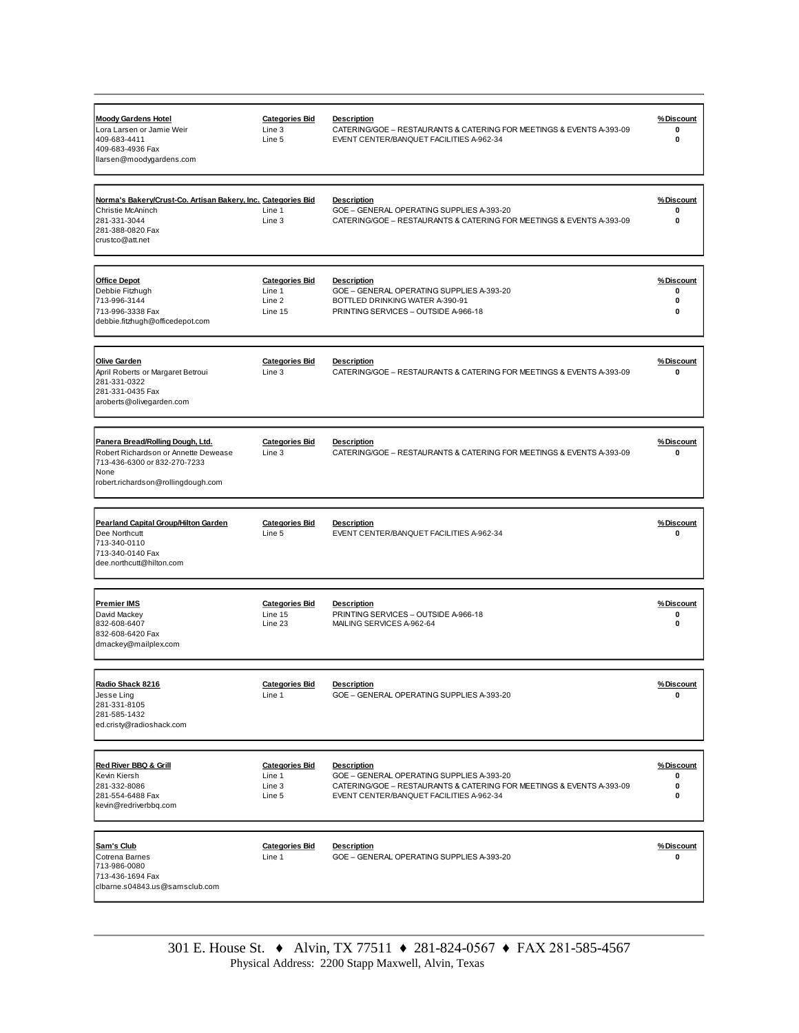| Vendor | Categories Bid | Description | % Discount |
|---|---|---|---|
| **Moody Gardens Hotel**<br>Lora Larsen or Jamie Weir<br>409-683-4411<br>409-683-4936 Fax<br>llarsen@moodygardens.com | Line 3<br>Line 5 | CATERING/GOE – RESTAURANTS & CATERING FOR MEETINGS & EVENTS A-393-09<br>EVENT CENTER/BANQUET FACILITIES A-962-34 | 0<br>0 |
| **Norma's Bakery/Crust-Co. Artisan Bakery, Inc.**<br>Christie McAninch<br>281-331-3044<br>281-388-0820 Fax<br>crustco@att.net | Line 1<br>Line 3 | GOE – GENERAL OPERATING SUPPLIES A-393-20<br>CATERING/GOE – RESTAURANTS & CATERING FOR MEETINGS & EVENTS A-393-09 | 0<br>0 |
| **Office Depot**<br>Debbie Fitzhugh<br>713-996-3144<br>713-996-3338 Fax<br>debbie.fitzhugh@officedepot.com | Line 1<br>Line 2<br>Line 15 | GOE – GENERAL OPERATING SUPPLIES A-393-20<br>BOTTLED DRINKING WATER A-390-91<br>PRINTING SERVICES – OUTSIDE A-966-18 | 0<br>0<br>0 |
| **Olive Garden**<br>April Roberts or Margaret Betroui<br>281-331-0322<br>281-331-0435 Fax<br>aroberts@olivegarden.com | Line 3 | CATERING/GOE – RESTAURANTS & CATERING FOR MEETINGS & EVENTS A-393-09 | 0 |
| **Panera Bread/Rolling Dough, Ltd.**<br>Robert Richardson or Annette Dewease<br>713-436-6300 or 832-270-7233<br>None<br>robert.richardson@rollingdough.com | Line 3 | CATERING/GOE – RESTAURANTS & CATERING FOR MEETINGS & EVENTS A-393-09 | 0 |
| **Pearland Capital Group/Hilton Garden**<br>Dee Northcutt<br>713-340-0110<br>713-340-0140 Fax<br>dee.northcutt@hilton.com | Line 5 | EVENT CENTER/BANQUET FACILITIES A-962-34 | 0 |
| **Premier IMS**<br>David Mackey<br>832-608-6407<br>832-608-6420 Fax<br>dmackey@mailplex.com | Line 15<br>Line 23 | PRINTING SERVICES – OUTSIDE A-966-18<br>MAILING SERVICES A-962-64 | 0<br>0 |
| **Radio Shack 8216**<br>Jesse Ling<br>281-331-8105<br>281-585-1432<br>ed.cristy@radioshack.com | Line 1 | GOE – GENERAL OPERATING SUPPLIES A-393-20 | 0 |
| **Red River BBQ & Grill**<br>Kevin Kiersh<br>281-332-8086<br>281-554-6488 Fax<br>kevin@redriverbbq.com | Line 1<br>Line 3<br>Line 5 | GOE – GENERAL OPERATING SUPPLIES A-393-20<br>CATERING/GOE – RESTAURANTS & CATERING FOR MEETINGS & EVENTS A-393-09<br>EVENT CENTER/BANQUET FACILITIES A-962-34 | 0<br>0<br>0 |
| **Sam's Club**<br>Cotrena Barnes<br>713-986-0080<br>713-436-1694 Fax<br>clbarne.s04843.us@samsclub.com | Line 1 | GOE – GENERAL OPERATING SUPPLIES A-393-20 | 0 |

301 E. House St. ♦ Alvin, TX 77511 ♦ 281-824-0567 ♦ FAX 281-585-4567
Physical Address: 2200 Stapp Maxwell, Alvin, Texas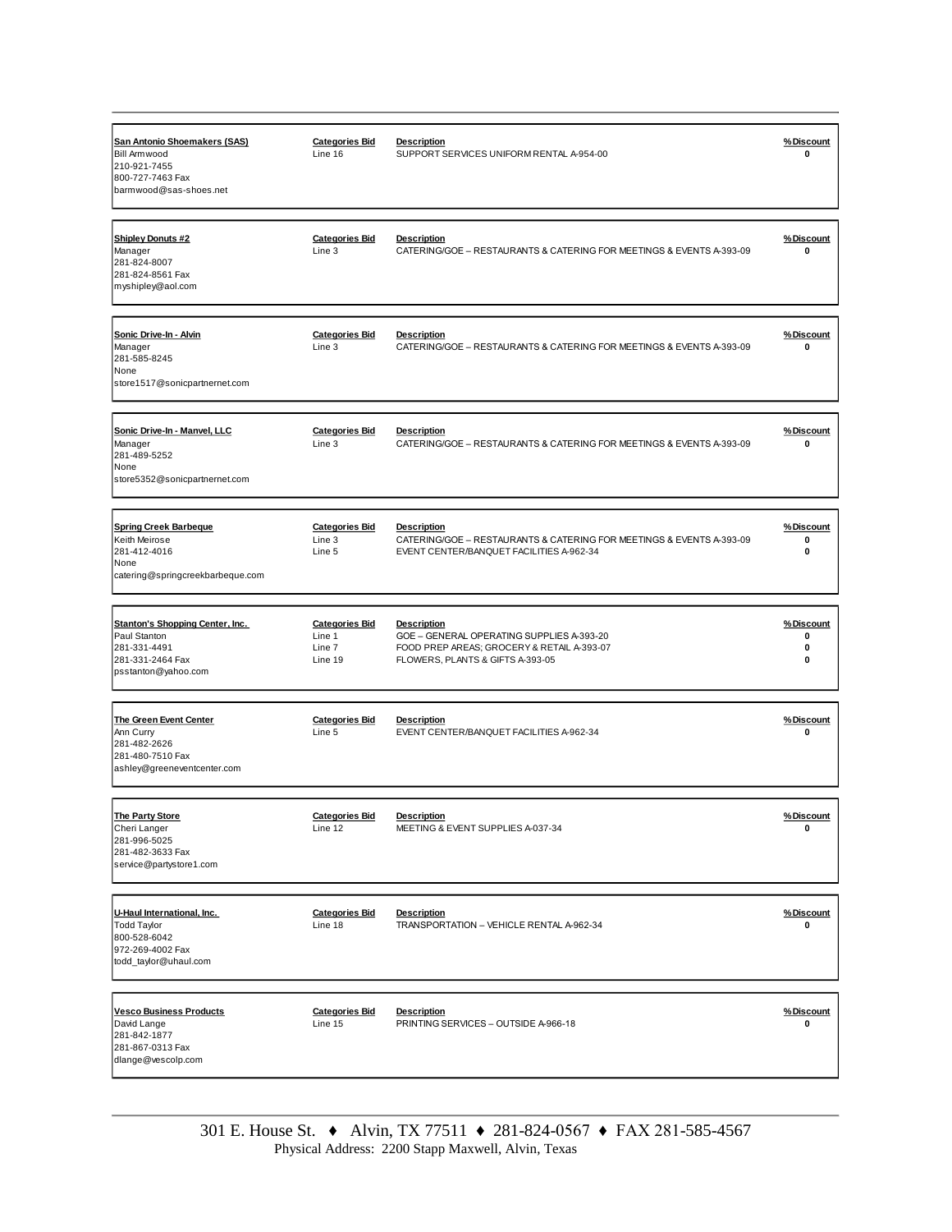| Vendor | Categories Bid | Description | % Discount |
|---|---|---|---|
| **San Antonio Shoemakers (SAS)**<br>Bill Armwood<br>210-921-7455<br>800-727-7463 Fax<br>barmwood@sas-shoes.net | Line 16 | SUPPORT SERVICES UNIFORM RENTAL A-954-00 | 0 |
| **Shipley Donuts #2**<br>Manager<br>281-824-8007<br>281-824-8561 Fax<br>myshipley@aol.com | Line 3 | CATERING/GOE – RESTAURANTS & CATERING FOR MEETINGS & EVENTS A-393-09 | 0 |
| **Sonic Drive-In - Alvin**<br>Manager<br>281-585-8245<br>None<br>store1517@sonicpartnernet.com | Line 3 | CATERING/GOE – RESTAURANTS & CATERING FOR MEETINGS & EVENTS A-393-09 | 0 |
| **Sonic Drive-In - Manvel, LLC**<br>Manager<br>281-489-5252<br>None<br>store5352@sonicpartnernet.com | Line 3 | CATERING/GOE – RESTAURANTS & CATERING FOR MEETINGS & EVENTS A-393-09 | 0 |
| **Spring Creek Barbeque**<br>Keith Meirose<br>281-412-4016<br>None<br>catering@springcreekbarbeque.com | Line 3<br>Line 5 | CATERING/GOE – RESTAURANTS & CATERING FOR MEETINGS & EVENTS A-393-09<br>EVENT CENTER/BANQUET FACILITIES A-962-34 | 0<br>0 |
| **Stanton's Shopping Center, Inc.**<br>Paul Stanton<br>281-331-4491<br>281-331-2464 Fax<br>psstanton@yahoo.com | Line 1<br>Line 7<br>Line 19 | GOE – GENERAL OPERATING SUPPLIES A-393-20<br>FOOD PREP AREAS; GROCERY & RETAIL A-393-07<br>FLOWERS, PLANTS & GIFTS A-393-05 | 0<br>0<br>0 |
| **The Green Event Center**<br>Ann Curry<br>281-482-2626<br>281-480-7510 Fax<br>ashley@greeneventcenter.com | Line 5 | EVENT CENTER/BANQUET FACILITIES A-962-34 | 0 |
| **The Party Store**<br>Cheri Langer<br>281-996-5025<br>281-482-3633 Fax<br>service@partystore1.com | Line 12 | MEETING & EVENT SUPPLIES A-037-34 | 0 |
| **U-Haul International, Inc.**<br>Todd Taylor<br>800-528-6042<br>972-269-4002 Fax<br>todd_taylor@uhaul.com | Line 18 | TRANSPORTATION – VEHICLE RENTAL A-962-34 | 0 |
| **Vesco Business Products**<br>David Lange<br>281-842-1877<br>281-867-0313 Fax<br>dlange@vescolp.com | Line 15 | PRINTING SERVICES – OUTSIDE A-966-18 | 0 |

301 E. House St. ♦ Alvin, TX 77511 ♦ 281-824-0567 ♦ FAX 281-585-4567
Physical Address: 2200 Stapp Maxwell, Alvin, Texas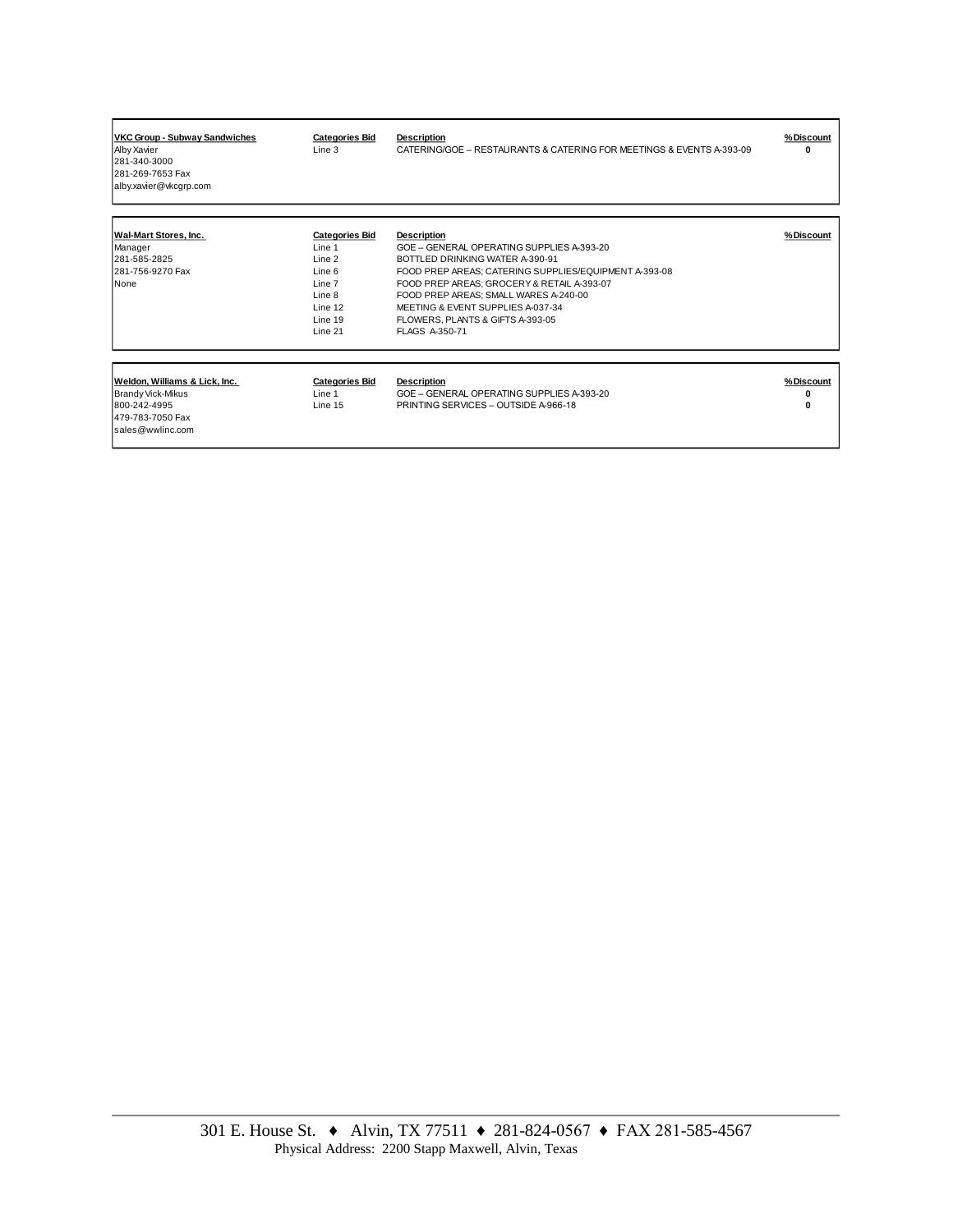| VKC Group - Subway Sandwiches | Categories Bid | Description | % Discount |
|---|---|---|---|
| Alby Xavier | Line 3 | CATERING/GOE – RESTAURANTS & CATERING FOR MEETINGS & EVENTS A-393-09 | 0 |
| 281-340-3000 | | | |
| 281-269-7653 Fax | | | |
| alby.xavier@vkcgrp.com | | | |

| Wal-Mart Stores, Inc. | Categories Bid | Description | % Discount |
|---|---|---|---|
| Manager | Line 1 | GOE – GENERAL OPERATING SUPPLIES A-393-20 | |
| 281-585-2825 | Line 2 | BOTTLED DRINKING WATER A-390-91 | |
| 281-756-9270 Fax | Line 6 | FOOD PREP AREAS; CATERING SUPPLIES/EQUIPMENT A-393-08 | |
| None | Line 7 | FOOD PREP AREAS; GROCERY & RETAIL A-393-07 | |
| | Line 8 | FOOD PREP AREAS; SMALL WARES A-240-00 | |
| | Line 12 | MEETING & EVENT SUPPLIES A-037-34 | |
| | Line 19 | FLOWERS, PLANTS & GIFTS A-393-05 | |
| | Line 21 | FLAGS A-350-71 | |

| Weldon, Williams & Lick, Inc. | Categories Bid | Description | % Discount |
|---|---|---|---|
| Brandy Vick-Mikus | Line 1 | GOE – GENERAL OPERATING SUPPLIES A-393-20 | 0 |
| 800-242-4995 | Line 15 | PRINTING SERVICES – OUTSIDE A-966-18 | 0 |
| 479-783-7050 Fax | | | |
| sales@wwlinc.com | | | |